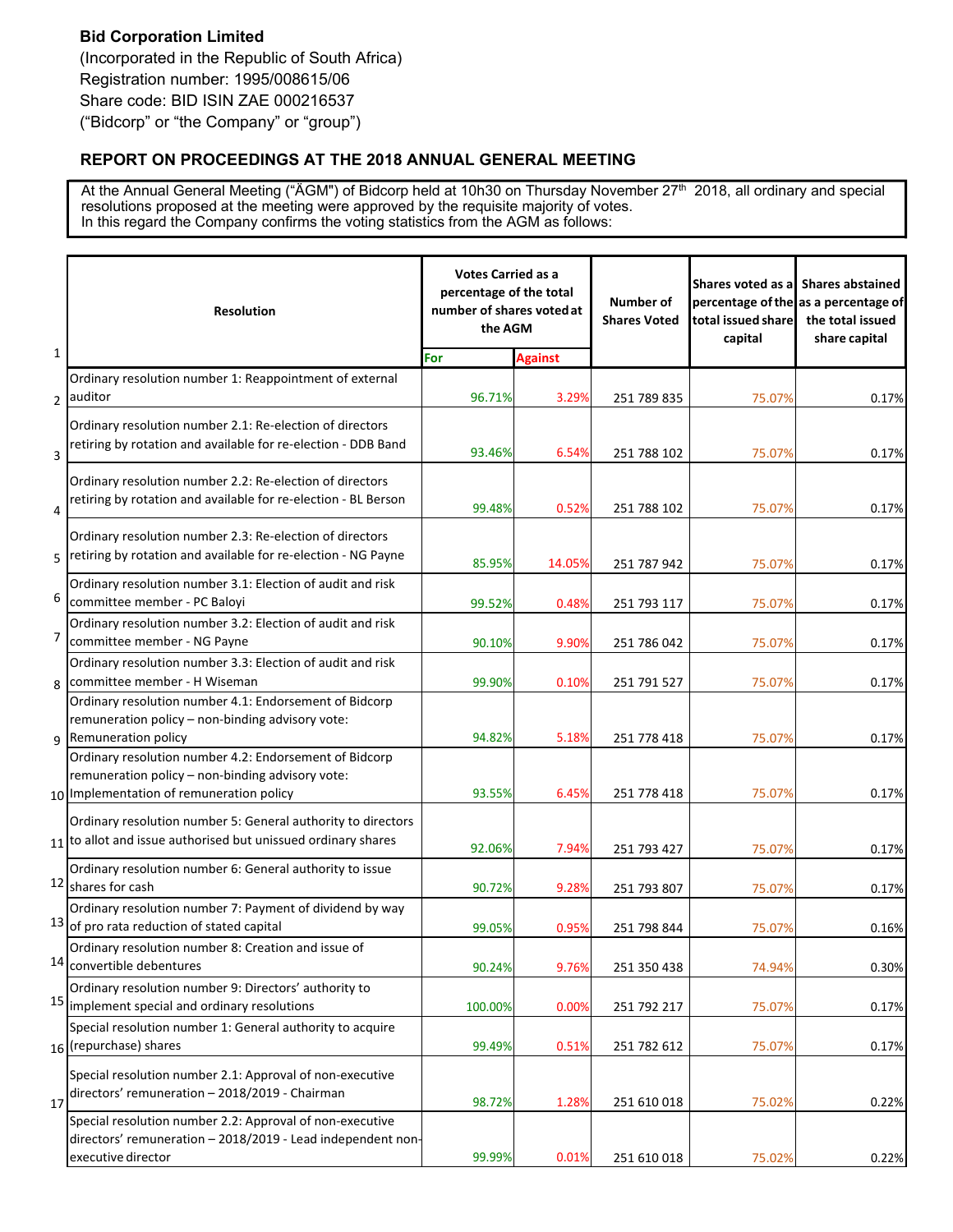**Bid Corporation Limited**
(Incorporated in the Republic of South Africa)
Registration number: 1995/008615/06
Share code: BID ISIN ZAE 000216537
("Bidcorp" or "the Company" or "group")

## REPORT ON PROCEEDINGS AT THE 2018 ANNUAL GENERAL MEETING

At the Annual General Meeting ("ÄGM") of Bidcorp held at 10h30 on Thursday November 27th 2018, all ordinary and special resolutions proposed at the meeting were approved by the requisite majority of votes.
In this regard the Company confirms the voting statistics from the AGM as follows:

| Resolution | Votes Carried as a percentage of the total number of shares voted at the AGM | | Number of Shares Voted | Shares voted as a percentage of the total issued share capital | Shares abstained as a percentage of the total issued share capital |
|---|---|---|---|---|---|
| | For | Against | | | |
| Ordinary resolution number 1: Reappointment of external auditor | 96.71% | 3.29% | 251 789 835 | 75.07% | 0.17% |
| Ordinary resolution number 2.1: Re-election of directors retiring by rotation and available for re-election - DDB Band | 93.46% | 6.54% | 251 788 102 | 75.07% | 0.17% |
| Ordinary resolution number 2.2: Re-election of directors retiring by rotation and available for re-election - BL Berson | 99.48% | 0.52% | 251 788 102 | 75.07% | 0.17% |
| Ordinary resolution number 2.3: Re-election of directors retiring by rotation and available for re-election - NG Payne | 85.95% | 14.05% | 251 787 942 | 75.07% | 0.17% |
| Ordinary resolution number 3.1: Election of audit and risk committee member - PC Baloyi | 99.52% | 0.48% | 251 793 117 | 75.07% | 0.17% |
| Ordinary resolution number 3.2: Election of audit and risk committee member - NG Payne | 90.10% | 9.90% | 251 786 042 | 75.07% | 0.17% |
| Ordinary resolution number 3.3: Election of audit and risk committee member - H Wiseman | 99.90% | 0.10% | 251 791 527 | 75.07% | 0.17% |
| Ordinary resolution number 4.1: Endorsement of Bidcorp remuneration policy – non-binding advisory vote: Remuneration policy | 94.82% | 5.18% | 251 778 418 | 75.07% | 0.17% |
| Ordinary resolution number 4.2: Endorsement of Bidcorp remuneration policy – non-binding advisory vote: Implementation of remuneration policy | 93.55% | 6.45% | 251 778 418 | 75.07% | 0.17% |
| Ordinary resolution number 5: General authority to directors to allot and issue authorised but unissued ordinary shares | 92.06% | 7.94% | 251 793 427 | 75.07% | 0.17% |
| Ordinary resolution number 6: General authority to issue shares for cash | 90.72% | 9.28% | 251 793 807 | 75.07% | 0.17% |
| Ordinary resolution number 7: Payment of dividend by way of pro rata reduction of stated capital | 99.05% | 0.95% | 251 798 844 | 75.07% | 0.16% |
| Ordinary resolution number 8: Creation and issue of convertible debentures | 90.24% | 9.76% | 251 350 438 | 74.94% | 0.30% |
| Ordinary resolution number 9: Directors' authority to implement special and ordinary resolutions | 100.00% | 0.00% | 251 792 217 | 75.07% | 0.17% |
| Special resolution number 1: General authority to acquire (repurchase) shares | 99.49% | 0.51% | 251 782 612 | 75.07% | 0.17% |
| Special resolution number 2.1: Approval of non-executive directors' remuneration – 2018/2019 - Chairman | 98.72% | 1.28% | 251 610 018 | 75.02% | 0.22% |
| Special resolution number 2.2: Approval of non-executive directors' remuneration – 2018/2019 - Lead independent non-executive director | 99.99% | 0.01% | 251 610 018 | 75.02% | 0.22% |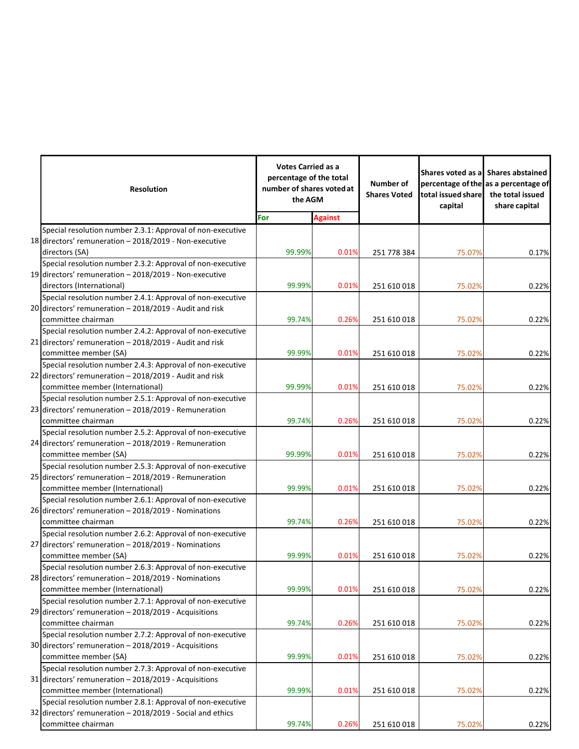| | Resolution | Votes Carried as a percentage of the total number of shares voted at the AGM | | Number of Shares Voted | Shares voted as a percentage of the total issued share capital | Shares abstained as a percentage of the total issued share capital |
|---|---|---|---|---|---|---|
| | | For | Against | | | |
| 18 | Special resolution number 2.3.1: Approval of non-executive directors' remuneration – 2018/2019 - Non-executive directors (SA) | 99.99% | 0.01% | 251 778 384 | 75.07% | 0.17% |
| 19 | Special resolution number 2.3.2: Approval of non-executive directors' remuneration – 2018/2019 - Non-executive directors (International) | 99.99% | 0.01% | 251 610 018 | 75.02% | 0.22% |
| 20 | Special resolution number 2.4.1: Approval of non-executive directors' remuneration – 2018/2019 - Audit and risk committee chairman | 99.74% | 0.26% | 251 610 018 | 75.02% | 0.22% |
| 21 | Special resolution number 2.4.2: Approval of non-executive directors' remuneration – 2018/2019 - Audit and risk committee member (SA) | 99.99% | 0.01% | 251 610 018 | 75.02% | 0.22% |
| 22 | Special resolution number 2.4.3: Approval of non-executive directors' remuneration – 2018/2019 - Audit and risk committee member (International) | 99.99% | 0.01% | 251 610 018 | 75.02% | 0.22% |
| 23 | Special resolution number 2.5.1: Approval of non-executive directors' remuneration – 2018/2019 - Remuneration committee chairman | 99.74% | 0.26% | 251 610 018 | 75.02% | 0.22% |
| 24 | Special resolution number 2.5.2: Approval of non-executive directors' remuneration – 2018/2019 - Remuneration committee member (SA) | 99.99% | 0.01% | 251 610 018 | 75.02% | 0.22% |
| 25 | Special resolution number 2.5.3: Approval of non-executive directors' remuneration – 2018/2019 - Remuneration committee member (International) | 99.99% | 0.01% | 251 610 018 | 75.02% | 0.22% |
| 26 | Special resolution number 2.6.1: Approval of non-executive directors' remuneration – 2018/2019 - Nominations committee chairman | 99.74% | 0.26% | 251 610 018 | 75.02% | 0.22% |
| 27 | Special resolution number 2.6.2: Approval of non-executive directors' remuneration – 2018/2019 - Nominations committee member (SA) | 99.99% | 0.01% | 251 610 018 | 75.02% | 0.22% |
| 28 | Special resolution number 2.6.3: Approval of non-executive directors' remuneration – 2018/2019 - Nominations committee member (International) | 99.99% | 0.01% | 251 610 018 | 75.02% | 0.22% |
| 29 | Special resolution number 2.7.1: Approval of non-executive directors' remuneration – 2018/2019 - Acquisitions committee chairman | 99.74% | 0.26% | 251 610 018 | 75.02% | 0.22% |
| 30 | Special resolution number 2.7.2: Approval of non-executive directors' remuneration – 2018/2019 - Acquisitions committee member (SA) | 99.99% | 0.01% | 251 610 018 | 75.02% | 0.22% |
| 31 | Special resolution number 2.7.3: Approval of non-executive directors' remuneration – 2018/2019 - Acquisitions committee member (International) | 99.99% | 0.01% | 251 610 018 | 75.02% | 0.22% |
| 32 | Special resolution number 2.8.1: Approval of non-executive directors' remuneration – 2018/2019 - Social and ethics committee chairman | 99.74% | 0.26% | 251 610 018 | 75.02% | 0.22% |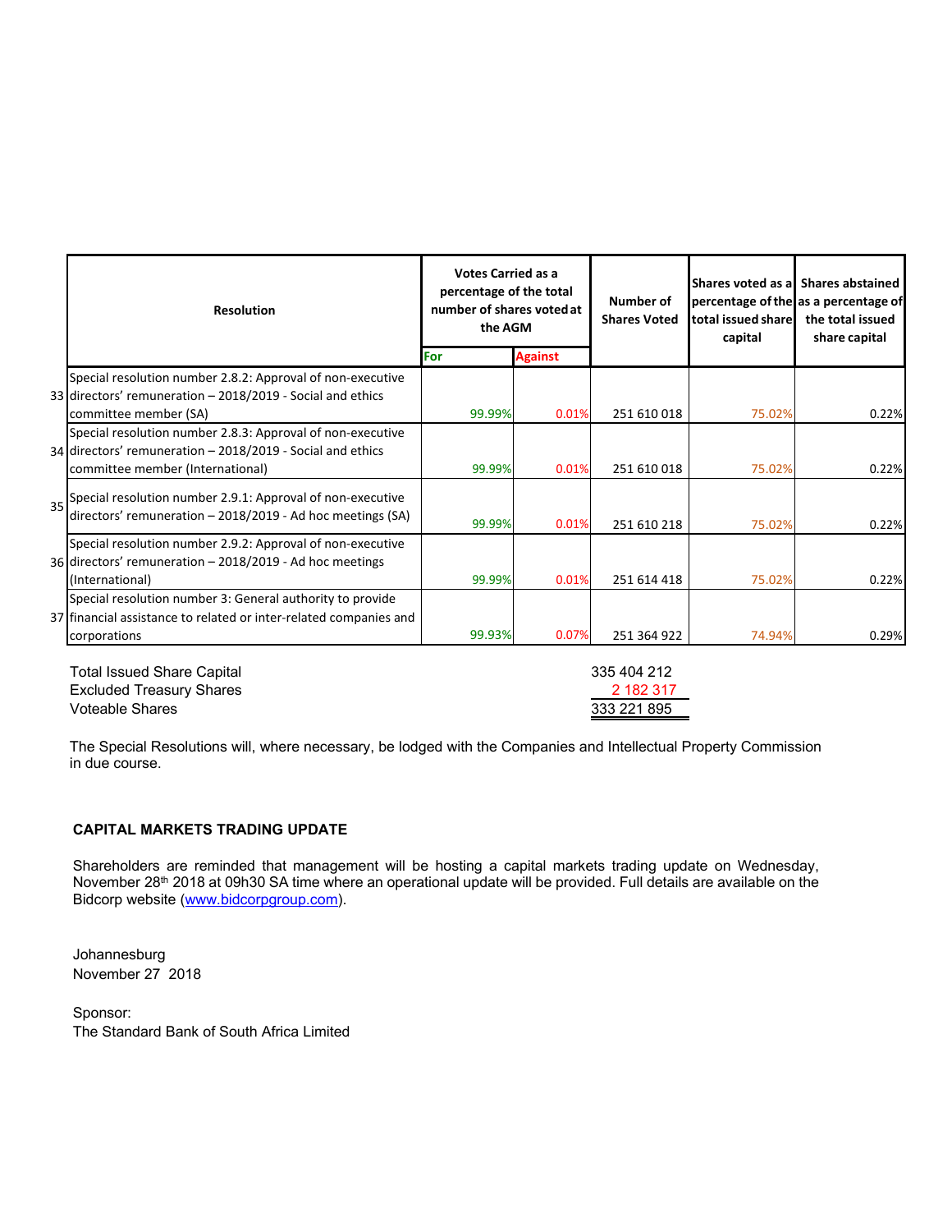| | Resolution | Votes Carried as a percentage of the total number of shares voted at the AGM | | Number of Shares Voted | Shares voted as a percentage of the total issued share capital | Shares abstained as a percentage of the total issued share capital |
|---|---|---|---|---|---|---|
| | | For | Against | | | |
| 33 | Special resolution number 2.8.2: Approval of non-executive directors' remuneration – 2018/2019 - Social and ethics committee member (SA) | 99.99% | 0.01% | 251 610 018 | 75.02% | 0.22% |
| 34 | Special resolution number 2.8.3: Approval of non-executive directors' remuneration – 2018/2019 - Social and ethics committee member (International) | 99.99% | 0.01% | 251 610 018 | 75.02% | 0.22% |
| 35 | Special resolution number 2.9.1: Approval of non-executive directors' remuneration – 2018/2019 - Ad hoc meetings (SA) | 99.99% | 0.01% | 251 610 218 | 75.02% | 0.22% |
| 36 | Special resolution number 2.9.2: Approval of non-executive directors' remuneration – 2018/2019 - Ad hoc meetings (International) | 99.99% | 0.01% | 251 614 418 | 75.02% | 0.22% |
| 37 | Special resolution number 3: General authority to provide financial assistance to related or inter-related companies and corporations | 99.93% | 0.07% | 251 364 922 | 74.94% | 0.29% |

| | |
|---|---|
| Total Issued Share Capital | 335 404 212 |
| Excluded Treasury Shares | 2 182 317 |
| Voteable Shares | 333 221 895 |

The Special Resolutions will, where necessary, be lodged with the Companies and Intellectual Property Commission in due course.

## CAPITAL MARKETS TRADING UPDATE

Shareholders are reminded that management will be hosting a capital markets trading update on Wednesday, November 28th 2018 at 09h30 SA time where an operational update will be provided. Full details are available on the Bidcorp website (www.bidcorpgroup.com).

Johannesburg
November 27 2018

Sponsor:
The Standard Bank of South Africa Limited